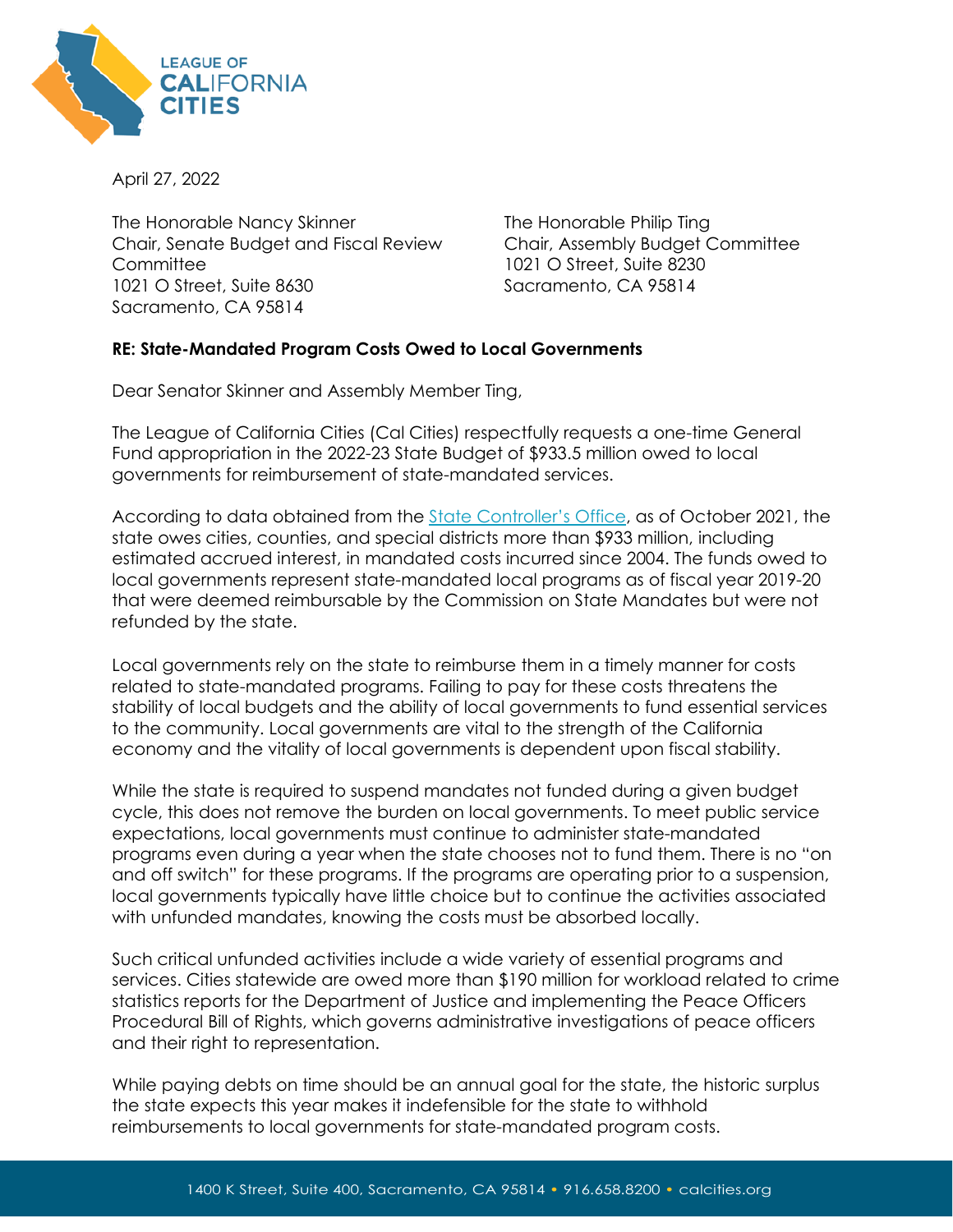April 27, 2022

The Honorable Nancy Skinner
Chair, Senate Budget and Fiscal Review Committee
1021 O Street, Suite 8630
Sacramento, CA 95814

The Honorable Philip Ting
Chair, Assembly Budget Committee
1021 O Street, Suite 8230
Sacramento, CA 95814

**RE: State-Mandated Program Costs Owed to Local Governments**

Dear Senator Skinner and Assembly Member Ting,

The League of California Cities (Cal Cities) respectfully requests a one-time General Fund appropriation in the 2022-23 State Budget of $933.5 million owed to local governments for reimbursement of state-mandated services.

According to data obtained from the State Controller's Office, as of October 2021, the state owes cities, counties, and special districts more than $933 million, including estimated accrued interest, in mandated costs incurred since 2004. The funds owed to local governments represent state-mandated local programs as of fiscal year 2019-20 that were deemed reimbursable by the Commission on State Mandates but were not refunded by the state.

Local governments rely on the state to reimburse them in a timely manner for costs related to state-mandated programs. Failing to pay for these costs threatens the stability of local budgets and the ability of local governments to fund essential services to the community. Local governments are vital to the strength of the California economy and the vitality of local governments is dependent upon fiscal stability.

While the state is required to suspend mandates not funded during a given budget cycle, this does not remove the burden on local governments. To meet public service expectations, local governments must continue to administer state-mandated programs even during a year when the state chooses not to fund them. There is no "on and off switch" for these programs. If the programs are operating prior to a suspension, local governments typically have little choice but to continue the activities associated with unfunded mandates, knowing the costs must be absorbed locally.

Such critical unfunded activities include a wide variety of essential programs and services. Cities statewide are owed more than $190 million for workload related to crime statistics reports for the Department of Justice and implementing the Peace Officers Procedural Bill of Rights, which governs administrative investigations of peace officers and their right to representation.

While paying debts on time should be an annual goal for the state, the historic surplus the state expects this year makes it indefensible for the state to withhold reimbursements to local governments for state-mandated program costs.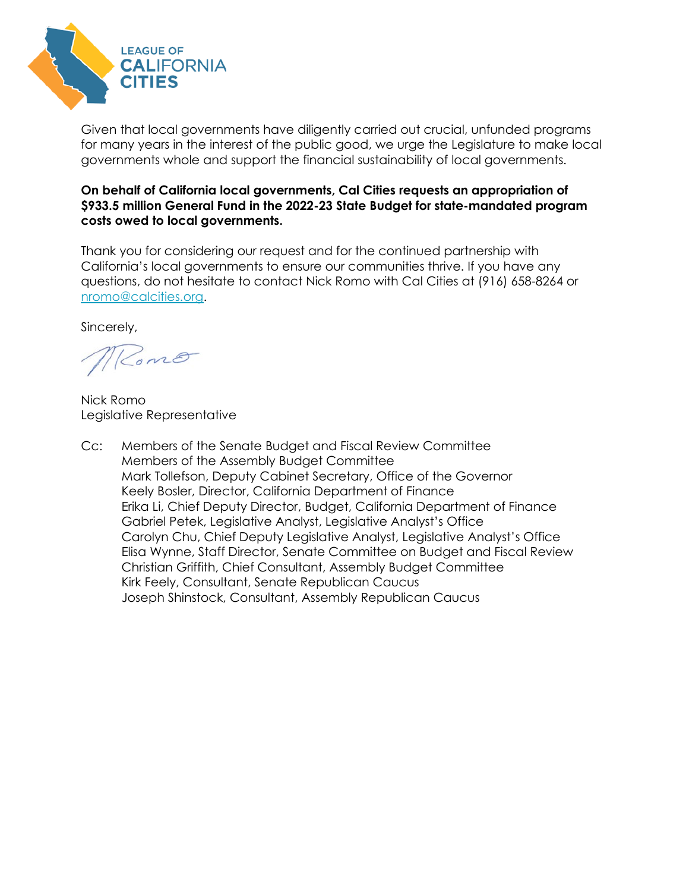Given that local governments have diligently carried out crucial, unfunded programs for many years in the interest of the public good, we urge the Legislature to make local governments whole and support the financial sustainability of local governments.

**On behalf of California local governments, Cal Cities requests an appropriation of $933.5 million General Fund in the 2022-23 State Budget for state-mandated program costs owed to local governments.**

Thank you for considering our request and for the continued partnership with California's local governments to ensure our communities thrive. If you have any questions, do not hesitate to contact Nick Romo with Cal Cities at (916) 658-8264 or nromo@calcities.org.

Sincerely,

Nick Romo
Legislative Representative

Cc: Members of the Senate Budget and Fiscal Review Committee
Members of the Assembly Budget Committee
Mark Tollefson, Deputy Cabinet Secretary, Office of the Governor
Keely Bosler, Director, California Department of Finance
Erika Li, Chief Deputy Director, Budget, California Department of Finance
Gabriel Petek, Legislative Analyst, Legislative Analyst's Office
Carolyn Chu, Chief Deputy Legislative Analyst, Legislative Analyst's Office
Elisa Wynne, Staff Director, Senate Committee on Budget and Fiscal Review
Christian Griffith, Chief Consultant, Assembly Budget Committee
Kirk Feely, Consultant, Senate Republican Caucus
Joseph Shinstock, Consultant, Assembly Republican Caucus